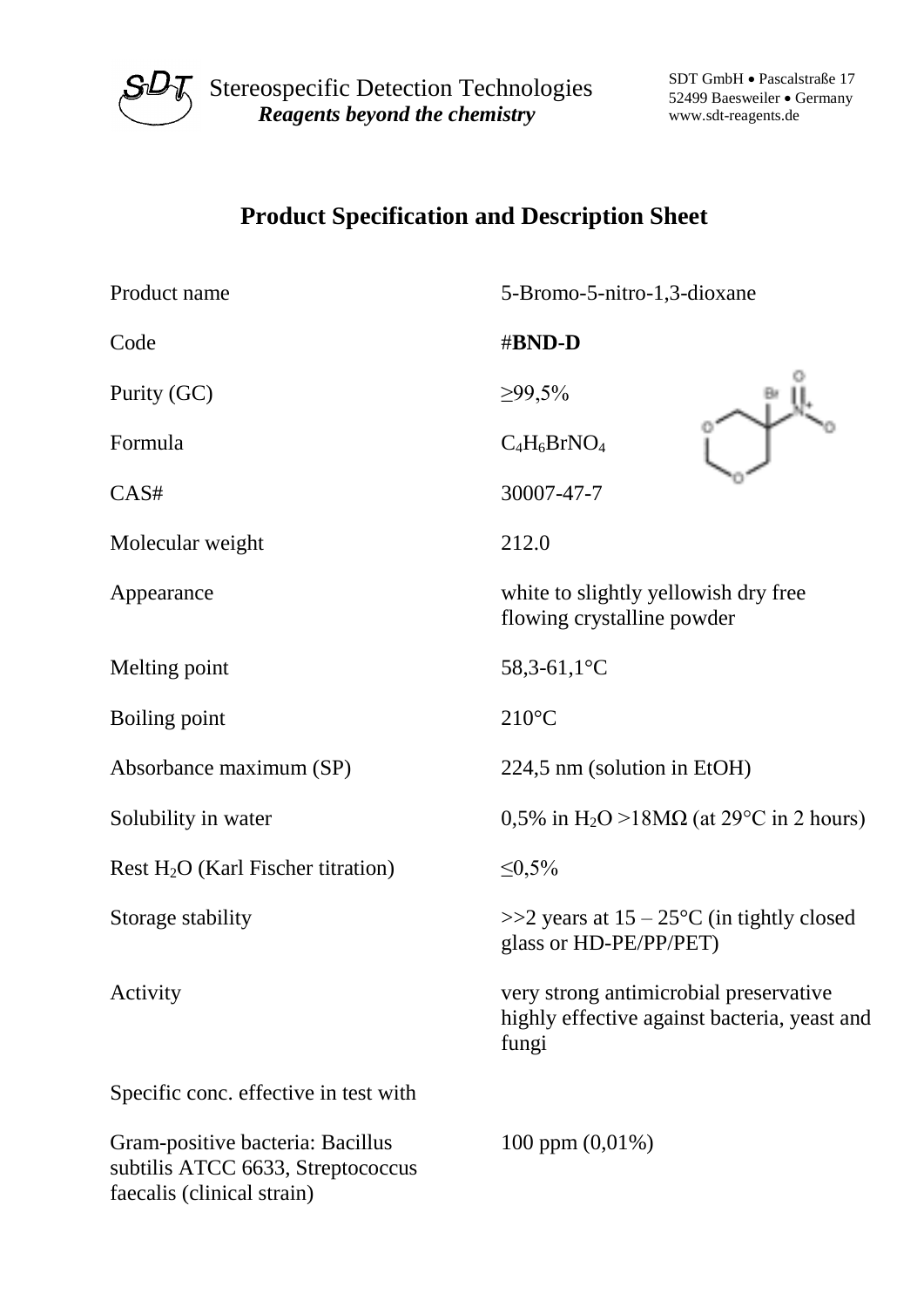Stereospecific Detection Technologies
***Reagents beyond the chemistry***

SDT GmbH • Pascalstraße 17
52499 Baesweiler • Germany
www.sdt-reagents.de

## Product Specification and Description Sheet

| | |
|---|---|
| Product name | 5-Bromo-5-nitro-1,3-dioxane |
| Code | #**BND-D** |
| Purity (GC) | ≥99,5% |
| Formula | $C_4H_6BrNO_4$ |
| CAS# | 30007-47-7 |
| Molecular weight | 212.0 |
| Appearance | white to slightly yellowish dry free flowing crystalline powder |
| Melting point | 58,3-61,1°C |
| Boiling point | 210°C |
| Absorbance maximum (SP) | 224,5 nm (solution in EtOH) |
| Solubility in water | 0,5% in $H_2O$ >18MΩ (at 29°C in 2 hours) |
| Rest $H_2O$ (Karl Fischer titration) | ≤0,5% |
| Storage stability | >>2 years at 15 – 25°C (in tightly closed glass or HD-PE/PP/PET) |
| Activity | very strong antimicrobial preservative highly effective against bacteria, yeast and fungi |

Specific conc. effective in test with

| | |
|---|---|
| Gram-positive bacteria: Bacillus subtilis ATCC 6633, Streptococcus faecalis (clinical strain) | 100 ppm (0,01%) |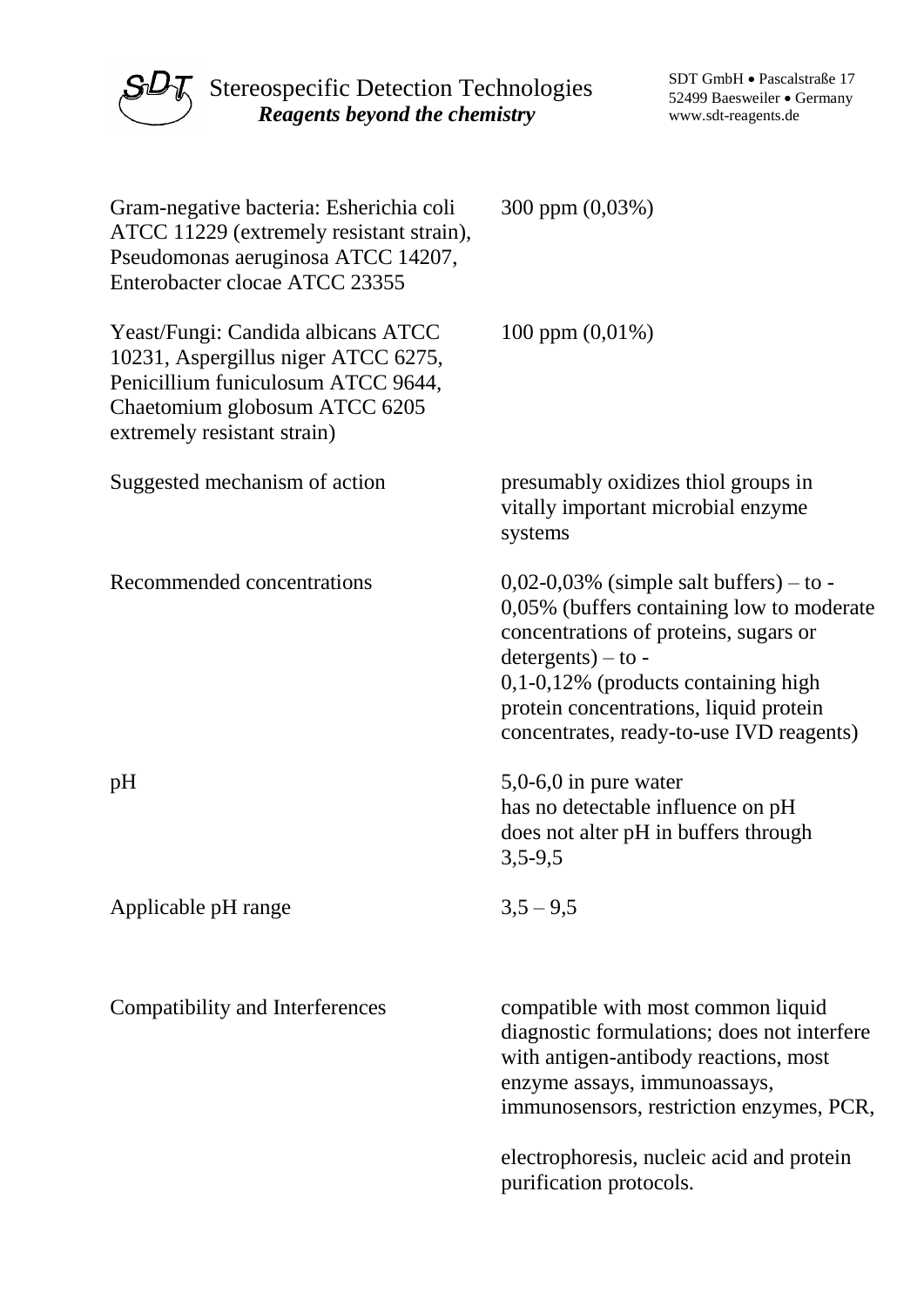| | |
|---|---|
| Gram-negative bacteria: Esherichia coli ATCC 11229 (extremely resistant strain), Pseudomonas aeruginosa ATCC 14207, Enterobacter clocae ATCC 23355 | 300 ppm (0,03%) |
| Yeast/Fungi: Candida albicans ATCC 10231, Aspergillus niger ATCC 6275, Penicillium funiculosum ATCC 9644, Chaetomium globosum ATCC 6205 extremely resistant strain) | 100 ppm (0,01%) |
| Suggested mechanism of action | presumably oxidizes thiol groups in vitally important microbial enzyme systems |
| Recommended concentrations | 0,02-0,03% (simple salt buffers) – to - 0,05% (buffers containing low to moderate concentrations of proteins, sugars or detergents) – to - 0,1-0,12% (products containing high protein concentrations, liquid protein concentrates, ready-to-use IVD reagents) |
| pH | 5,0-6,0 in pure water has no detectable influence on pH does not alter pH in buffers through 3,5-9,5 |
| Applicable pH range | 3,5 – 9,5 |
| Compatibility and Interferences | compatible with most common liquid diagnostic formulations; does not interfere with antigen-antibody reactions, most enzyme assays, immunoassays, immunosensors, restriction enzymes, PCR, electrophoresis, nucleic acid and protein purification protocols. |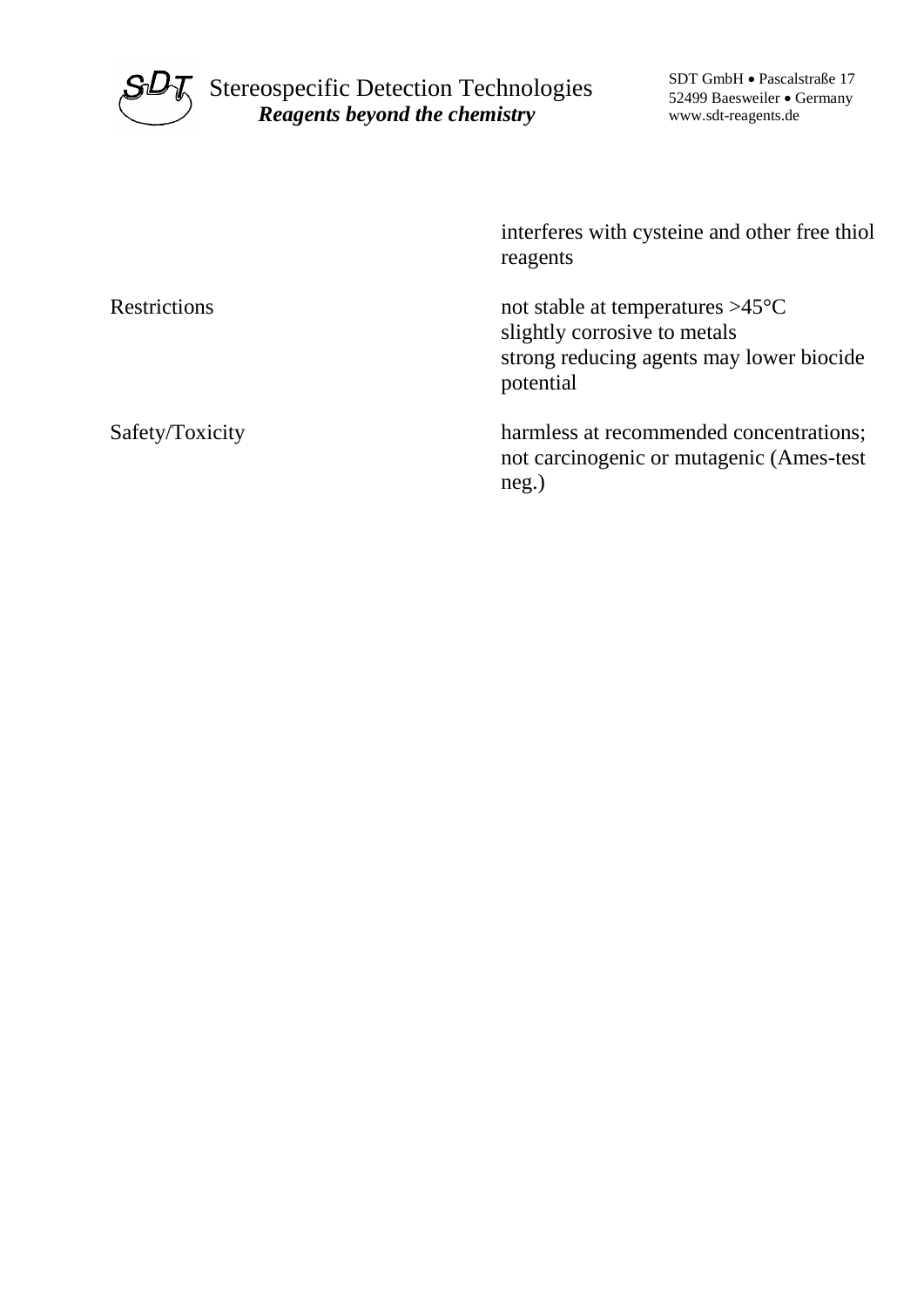| | |
|---|---|
| | interferes with cysteine and other free thiol reagents |
| Restrictions | not stable at temperatures >45°C<br>slightly corrosive to metals<br>strong reducing agents may lower biocide potential |
| Safety/Toxicity | harmless at recommended concentrations; not carcinogenic or mutagenic (Ames-test neg.) |